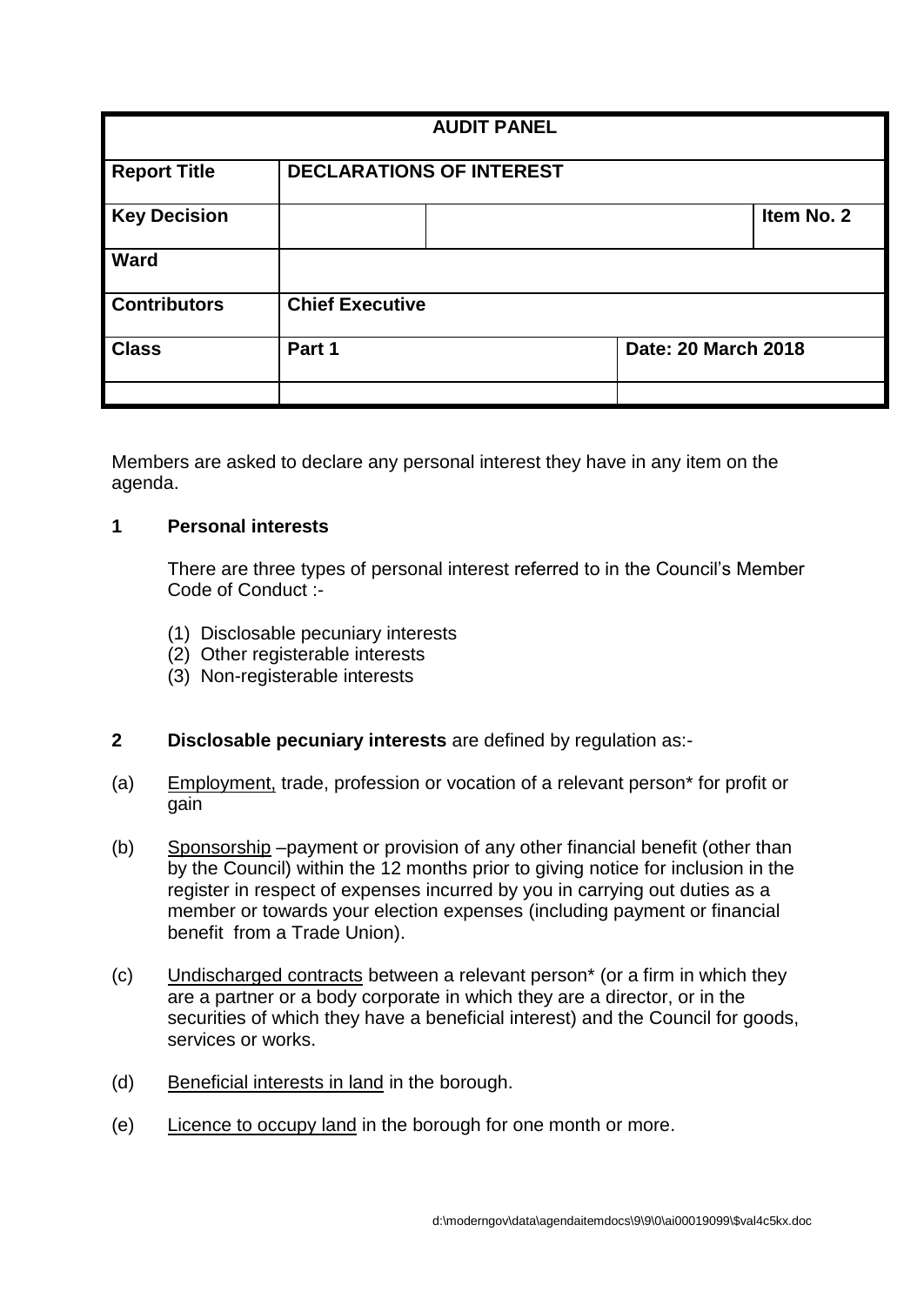| AUDIT PANEL | | | |
|---|---|---|---|
| **Report Title** | **DECLARATIONS OF INTEREST** | | |
| **Key Decision** | | | **Item No. 2** |
| **Ward** | | | |
| **Contributors** | **Chief Executive** | | |
| **Class** | **Part 1** | **Date: 20 March 2018** | |
| | | | |

Members are asked to declare any personal interest they have in any item on the agenda.

**1 Personal interests**

There are three types of personal interest referred to in the Council's Member Code of Conduct :-

(1) Disclosable pecuniary interests
(2) Other registerable interests
(3) Non-registerable interests

**2 Disclosable pecuniary interests** are defined by regulation as:-

(a) Employment, trade, profession or vocation of a relevant person* for profit or gain

(b) Sponsorship –payment or provision of any other financial benefit (other than by the Council) within the 12 months prior to giving notice for inclusion in the register in respect of expenses incurred by you in carrying out duties as a member or towards your election expenses (including payment or financial benefit from a Trade Union).

(c) Undischarged contracts between a relevant person* (or a firm in which they are a partner or a body corporate in which they are a director, or in the securities of which they have a beneficial interest) and the Council for goods, services or works.

(d) Beneficial interests in land in the borough.

(e) Licence to occupy land in the borough for one month or more.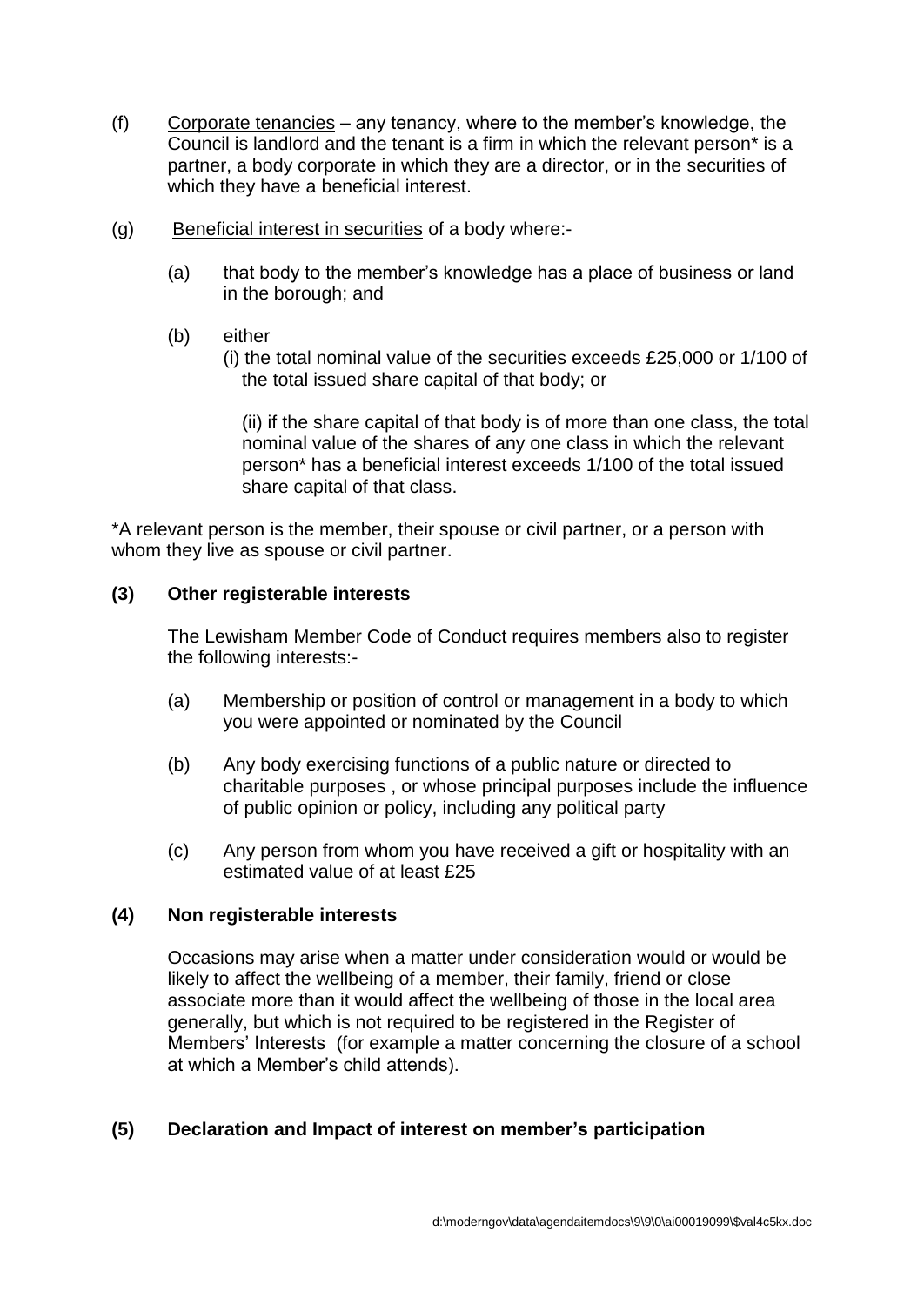(f) Corporate tenancies – any tenancy, where to the member's knowledge, the Council is landlord and the tenant is a firm in which the relevant person* is a partner, a body corporate in which they are a director, or in the securities of which they have a beneficial interest.

(g) Beneficial interest in securities of a body where:-

   (a) that body to the member's knowledge has a place of business or land in the borough; and

   (b) either
   (i) the total nominal value of the securities exceeds £25,000 or 1/100 of the total issued share capital of that body; or

   (ii) if the share capital of that body is of more than one class, the total nominal value of the shares of any one class in which the relevant person* has a beneficial interest exceeds 1/100 of the total issued share capital of that class.

*A relevant person is the member, their spouse or civil partner, or a person with whom they live as spouse or civil partner.

**(3) Other registerable interests**

The Lewisham Member Code of Conduct requires members also to register the following interests:-

(a) Membership or position of control or management in a body to which you were appointed or nominated by the Council

(b) Any body exercising functions of a public nature or directed to charitable purposes , or whose principal purposes include the influence of public opinion or policy, including any political party

(c) Any person from whom you have received a gift or hospitality with an estimated value of at least £25

**(4) Non registerable interests**

Occasions may arise when a matter under consideration would or would be likely to affect the wellbeing of a member, their family, friend or close associate more than it would affect the wellbeing of those in the local area generally, but which is not required to be registered in the Register of Members' Interests (for example a matter concerning the closure of a school at which a Member's child attends).

**(5) Declaration and Impact of interest on member's participation**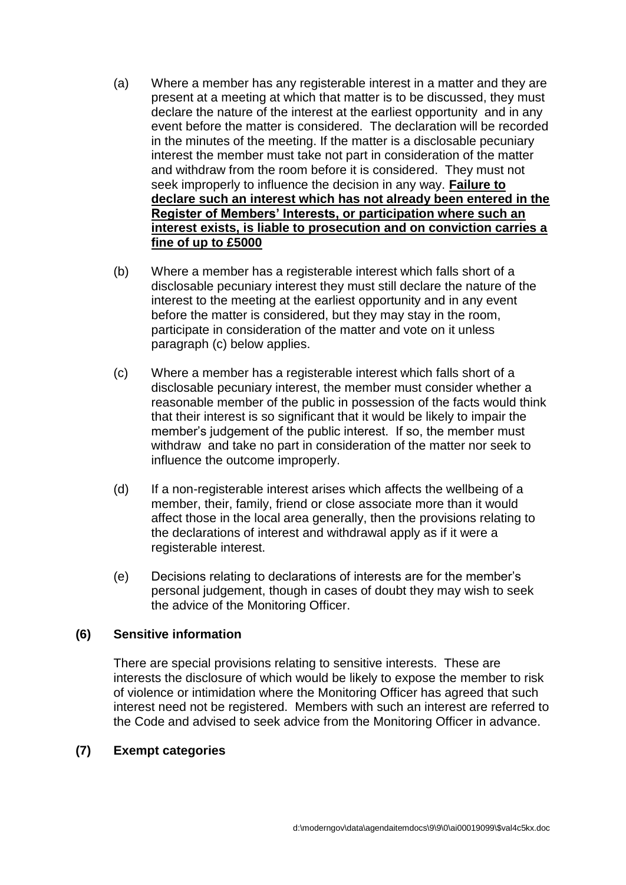(a) Where a member has any registerable interest in a matter and they are present at a meeting at which that matter is to be discussed, they must declare the nature of the interest at the earliest opportunity and in any event before the matter is considered. The declaration will be recorded in the minutes of the meeting. If the matter is a disclosable pecuniary interest the member must take not part in consideration of the matter and withdraw from the room before it is considered. They must not seek improperly to influence the decision in any way. **Failure to declare such an interest which has not already been entered in the Register of Members' Interests, or participation where such an interest exists, is liable to prosecution and on conviction carries a fine of up to £5000**

(b) Where a member has a registerable interest which falls short of a disclosable pecuniary interest they must still declare the nature of the interest to the meeting at the earliest opportunity and in any event before the matter is considered, but they may stay in the room, participate in consideration of the matter and vote on it unless paragraph (c) below applies.

(c) Where a member has a registerable interest which falls short of a disclosable pecuniary interest, the member must consider whether a reasonable member of the public in possession of the facts would think that their interest is so significant that it would be likely to impair the member's judgement of the public interest. If so, the member must withdraw and take no part in consideration of the matter nor seek to influence the outcome improperly.

(d) If a non-registerable interest arises which affects the wellbeing of a member, their, family, friend or close associate more than it would affect those in the local area generally, then the provisions relating to the declarations of interest and withdrawal apply as if it were a registerable interest.

(e) Decisions relating to declarations of interests are for the member's personal judgement, though in cases of doubt they may wish to seek the advice of the Monitoring Officer.

### (6) Sensitive information

There are special provisions relating to sensitive interests. These are interests the disclosure of which would be likely to expose the member to risk of violence or intimidation where the Monitoring Officer has agreed that such interest need not be registered. Members with such an interest are referred to the Code and advised to seek advice from the Monitoring Officer in advance.

### (7) Exempt categories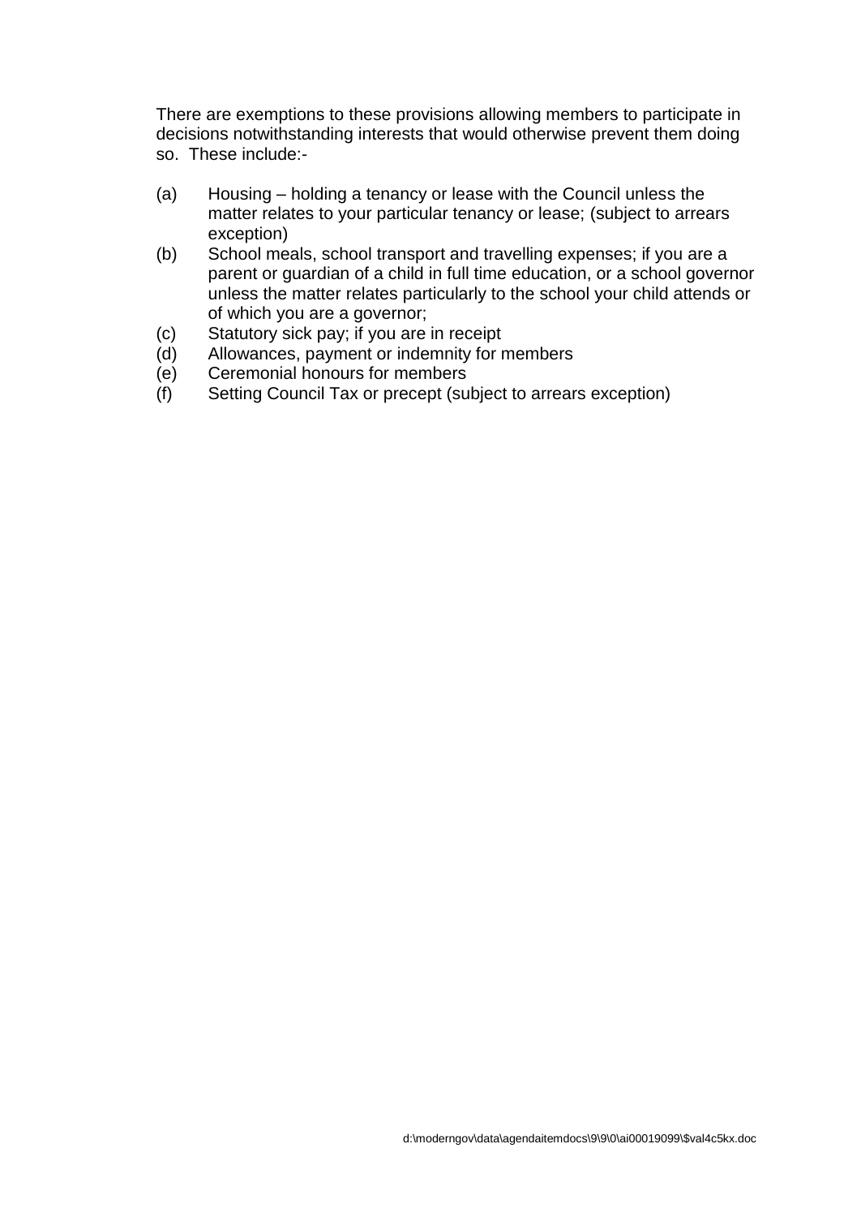There are exemptions to these provisions allowing members to participate in decisions notwithstanding interests that would otherwise prevent them doing so. These include:-

(a) Housing – holding a tenancy or lease with the Council unless the matter relates to your particular tenancy or lease; (subject to arrears exception)

(b) School meals, school transport and travelling expenses; if you are a parent or guardian of a child in full time education, or a school governor unless the matter relates particularly to the school your child attends or of which you are a governor;

(c) Statutory sick pay; if you are in receipt

(d) Allowances, payment or indemnity for members

(e) Ceremonial honours for members

(f) Setting Council Tax or precept (subject to arrears exception)